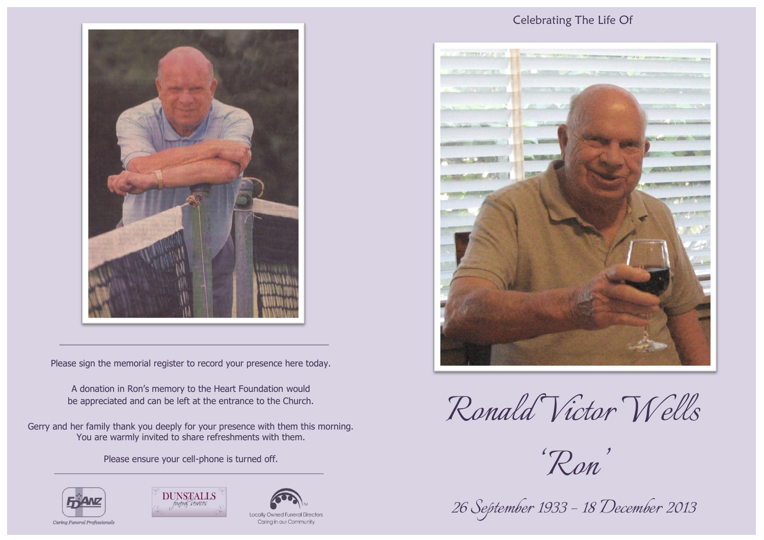Please sign the memorial register to record your presence here today.

A donation in Ron's memory to the Heart Foundation would be appreciated and can be left at the entrance to the Church.

Gerry and her family thank you deeply for your presence with them this morning.
You are warmly invited to share refreshments with them.

Please ensure your cell-phone is turned off.

FDANZ
Caring Funeral Professionals

DUNSTALLS funeral services

Locally Owned Funeral Directors
Caring in our Community

Celebrating The Life Of

# *Ronald Victor Wells*

## *'Ron'*

*26 September 1933 – 18 December 2013*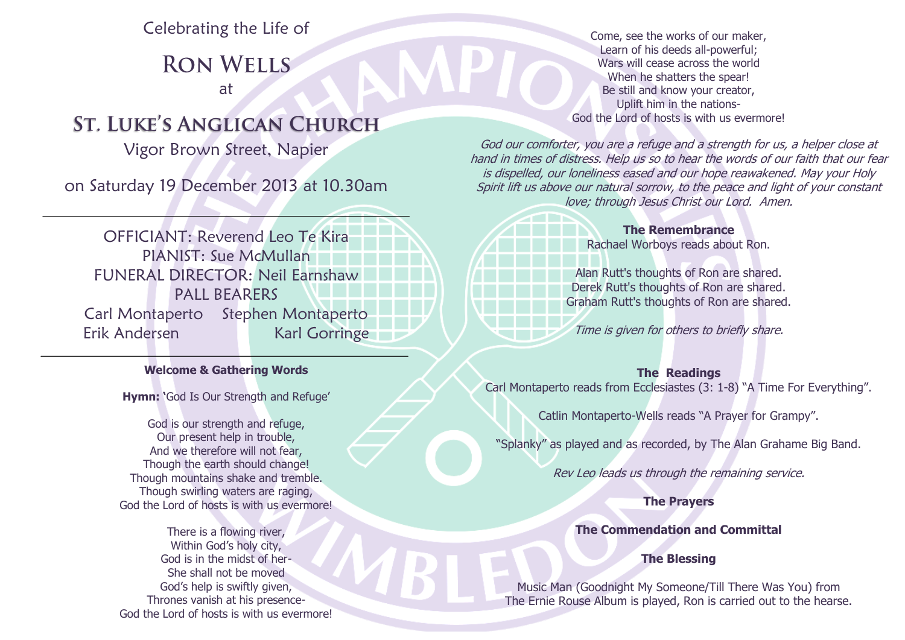Celebrating the Life of

# Ron Wells

at

## St. Luke's Anglican Church

Vigor Brown Street, Napier

on Saturday 19 December 2013 at 10.30am

---

OFFICIANT: Reverend Leo Te Kira
PIANIST: Sue McMullan
FUNERAL DIRECTOR: Neil Earnshaw
PALL BEARERS
Carl Montaperto Stephen Montaperto
Erik Andersen Karl Gorringe

---

**Welcome & Gathering Words**

**Hymn: '**God Is Our Strength and Refuge'

God is our strength and refuge,
Our present help in trouble,
And we therefore will not fear,
Though the earth should change!
Though mountains shake and tremble.
Though swirling waters are raging,
God the Lord of hosts is with us evermore!

There is a flowing river,
Within God's holy city,
God is in the midst of her-
She shall not be moved
God's help is swiftly given,
Thrones vanish at his presence-
God the Lord of hosts is with us evermore!

Come, see the works of our maker,
Learn of his deeds all-powerful;
Wars will cease across the world
When he shatters the spear!
Be still and know your creator,
Uplift him in the nations-
God the Lord of hosts is with us evermore!

*God our comforter, you are a refuge and a strength for us, a helper close at hand in times of distress. Help us so to hear the words of our faith that our fear is dispelled, our loneliness eased and our hope reawakened. May your Holy Spirit lift us above our natural sorrow, to the peace and light of your constant love; through Jesus Christ our Lord. Amen.*

**The Remembrance**

Rachael Worboys reads about Ron.

Alan Rutt's thoughts of Ron are shared.
Derek Rutt's thoughts of Ron are shared.
Graham Rutt's thoughts of Ron are shared.

*Time is given for others to briefly share.*

**The Readings**

Carl Montaperto reads from Ecclesiastes (3: 1-8) "A Time For Everything".

Catlin Montaperto-Wells reads "A Prayer for Grampy".

"Splanky" as played and as recorded, by The Alan Grahame Big Band.

*Rev Leo leads us through the remaining service.*

**The Prayers**

**The Commendation and Committal**

**The Blessing**

Music Man (Goodnight My Someone/Till There Was You) from The Ernie Rouse Album is played, Ron is carried out to the hearse.